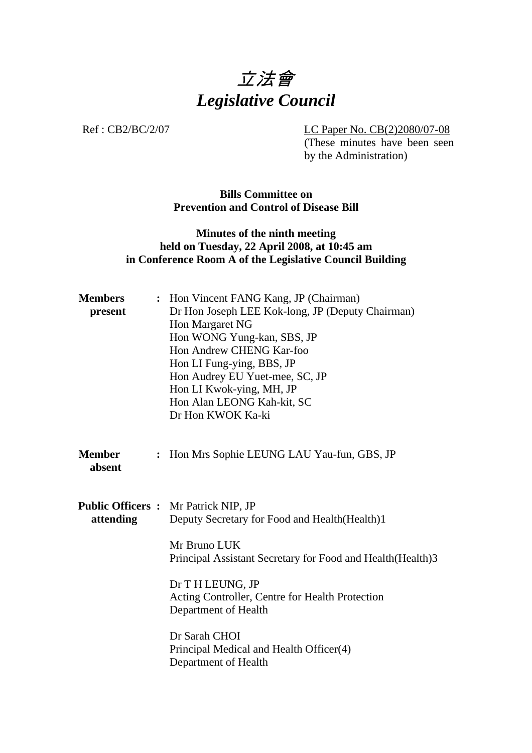# *立法會*
# *Legislative Council*

Ref : CB2/BC/2/07

LC Paper No. CB(2)2080/07-08
(These minutes have been seen by the Administration)

**Bills Committee on Prevention and Control of Disease Bill**

**Minutes of the ninth meeting held on Tuesday, 22 April 2008, at 10:45 am in Conference Room A of the Legislative Council Building**

**Members present** :
Hon Vincent FANG Kang, JP (Chairman)
Dr Hon Joseph LEE Kok-long, JP (Deputy Chairman)
Hon Margaret NG
Hon WONG Yung-kan, SBS, JP
Hon Andrew CHENG Kar-foo
Hon LI Fung-ying, BBS, JP
Hon Audrey EU Yuet-mee, SC, JP
Hon LI Kwok-ying, MH, JP
Hon Alan LEONG Kah-kit, SC
Dr Hon KWOK Ka-ki

**Member absent** :
Hon Mrs Sophie LEUNG LAU Yau-fun, GBS, JP

**Public Officers attending** :
Mr Patrick NIP, JP
Deputy Secretary for Food and Health(Health)1

Mr Bruno LUK
Principal Assistant Secretary for Food and Health(Health)3

Dr T H LEUNG, JP
Acting Controller, Centre for Health Protection
Department of Health

Dr Sarah CHOI
Principal Medical and Health Officer(4)
Department of Health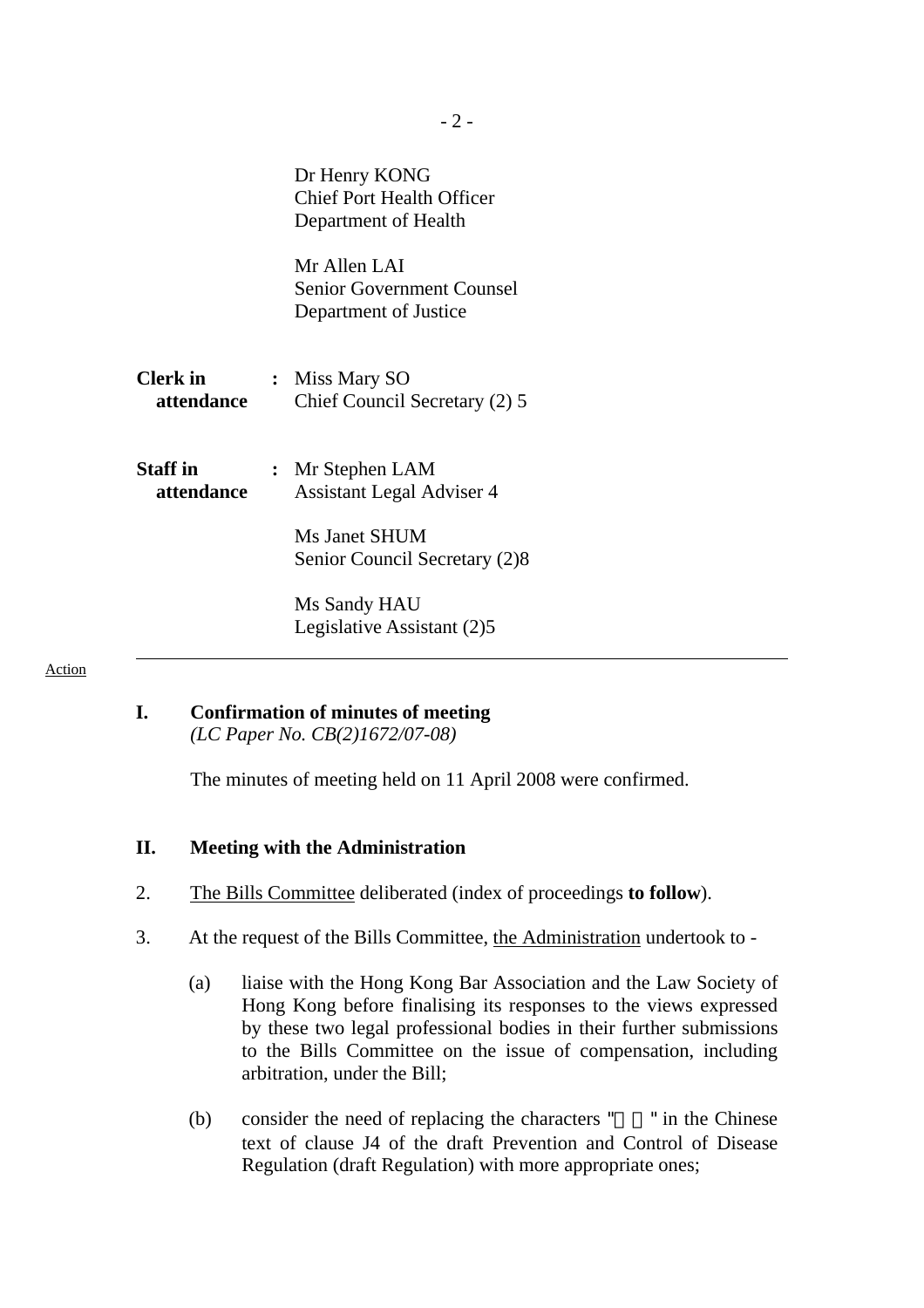Dr Henry KONG
Chief Port Health Officer
Department of Health

Mr Allen LAI
Senior Government Counsel
Department of Justice

| | | |
|---|---|---|
| **Clerk in attendance** | : | Miss Mary SO<br>Chief Council Secretary (2) 5 |
| **Staff in attendance** | : | Mr Stephen LAM<br>Assistant Legal Adviser 4<br><br>Ms Janet SHUM<br>Senior Council Secretary (2)8<br><br>Ms Sandy HAU<br>Legislative Assistant (2)5 |

---

Action

## I. Confirmation of minutes of meeting

*(LC Paper No. CB(2)1672/07-08)*

The minutes of meeting held on 11 April 2008 were confirmed.

## II. Meeting with the Administration

2. The Bills Committee deliberated (index of proceedings **to follow**).

3. At the request of the Bills Committee, the Administration undertook to -

(a) liaise with the Hong Kong Bar Association and the Law Society of Hong Kong before finalising its responses to the views expressed by these two legal professional bodies in their further submissions to the Bills Committee on the issue of compensation, including arbitration, under the Bill;

(b) consider the need of replacing the characters "　　" in the Chinese text of clause J4 of the draft Prevention and Control of Disease Regulation (draft Regulation) with more appropriate ones;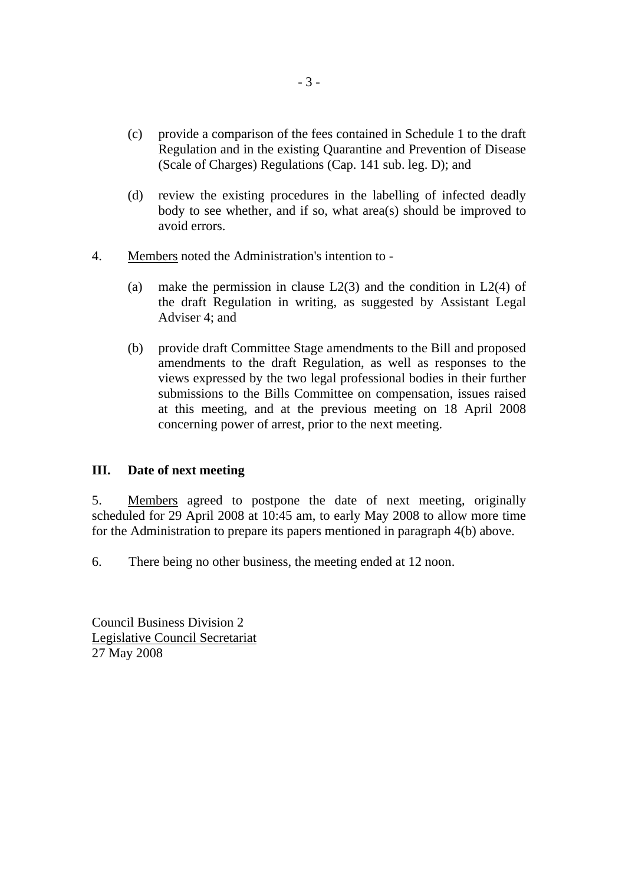(c) provide a comparison of the fees contained in Schedule 1 to the draft Regulation and in the existing Quarantine and Prevention of Disease (Scale of Charges) Regulations (Cap. 141 sub. leg. D); and

(d) review the existing procedures in the labelling of infected deadly body to see whether, and if so, what area(s) should be improved to avoid errors.

4. Members noted the Administration's intention to -

(a) make the permission in clause L2(3) and the condition in L2(4) of the draft Regulation in writing, as suggested by Assistant Legal Adviser 4; and

(b) provide draft Committee Stage amendments to the Bill and proposed amendments to the draft Regulation, as well as responses to the views expressed by the two legal professional bodies in their further submissions to the Bills Committee on compensation, issues raised at this meeting, and at the previous meeting on 18 April 2008 concerning power of arrest, prior to the next meeting.

**III. Date of next meeting**

5. Members agreed to postpone the date of next meeting, originally scheduled for 29 April 2008 at 10:45 am, to early May 2008 to allow more time for the Administration to prepare its papers mentioned in paragraph 4(b) above.

6. There being no other business, the meeting ended at 12 noon.

Council Business Division 2
Legislative Council Secretariat
27 May 2008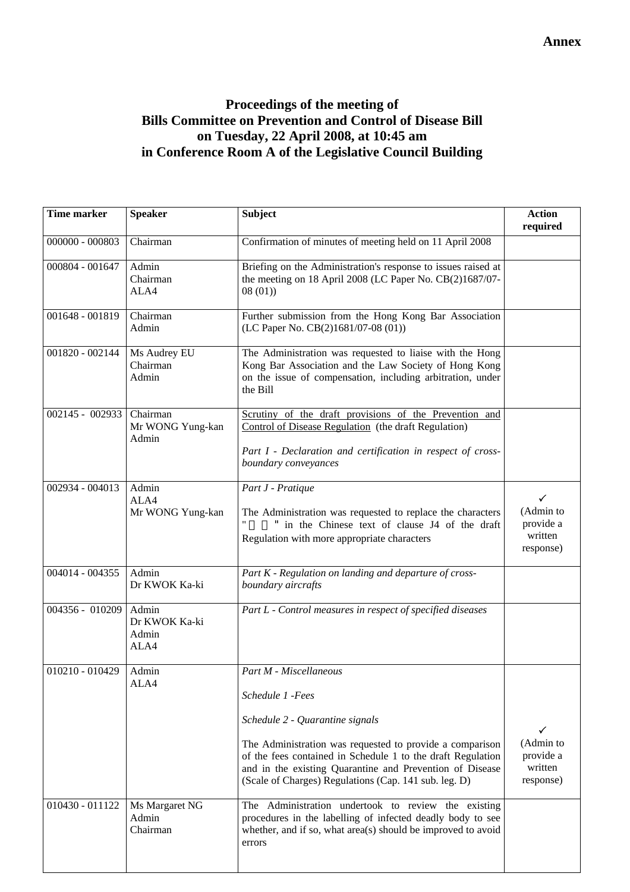**Annex**

# Proceedings of the meeting of Bills Committee on Prevention and Control of Disease Bill on Tuesday, 22 April 2008, at 10:45 am in Conference Room A of the Legislative Council Building

| Time marker | Speaker | Subject | Action required |
|---|---|---|---|
| 000000 - 000803 | Chairman | Confirmation of minutes of meeting held on 11 April 2008 | |
| 000804 - 001647 | Admin<br>Chairman<br>ALA4 | Briefing on the Administration's response to issues raised at the meeting on 18 April 2008 (LC Paper No. CB(2)1687/07-08 (01)) | |
| 001648 - 001819 | Chairman<br>Admin | Further submission from the Hong Kong Bar Association (LC Paper No. CB(2)1681/07-08 (01)) | |
| 001820 - 002144 | Ms Audrey EU<br>Chairman<br>Admin | The Administration was requested to liaise with the Hong Kong Bar Association and the Law Society of Hong Kong on the issue of compensation, including arbitration, under the Bill | |
| 002145 - 002933 | Chairman<br>Mr WONG Yung-kan<br>Admin | Scrutiny of the draft provisions of the Prevention and Control of Disease Regulation (the draft Regulation)<br><br>*Part I - Declaration and certification in respect of cross-boundary conveyances* | |
| 002934 - 004013 | Admin<br>ALA4<br>Mr WONG Yung-kan | *Part J - Pratique*<br><br>The Administration was requested to replace the characters "　　" in the Chinese text of clause J4 of the draft Regulation with more appropriate characters | ✓<br>(Admin to provide a written response) |
| 004014 - 004355 | Admin<br>Dr KWOK Ka-ki | *Part K - Regulation on landing and departure of cross-boundary aircrafts* | |
| 004356 - 010209 | Admin<br>Dr KWOK Ka-ki<br>Admin<br>ALA4 | *Part L - Control measures in respect of specified diseases* | |
| 010210 - 010429 | Admin<br>ALA4 | *Part M - Miscellaneous*<br><br>*Schedule 1 -Fees*<br><br>*Schedule 2 - Quarantine signals*<br><br>The Administration was requested to provide a comparison of the fees contained in Schedule 1 to the draft Regulation and in the existing Quarantine and Prevention of Disease (Scale of Charges) Regulations (Cap. 141 sub. leg. D) | ✓<br>(Admin to provide a written response) |
| 010430 - 011122 | Ms Margaret NG<br>Admin<br>Chairman | The Administration undertook to review the existing procedures in the labelling of infected deadly body to see whether, and if so, what area(s) should be improved to avoid errors | |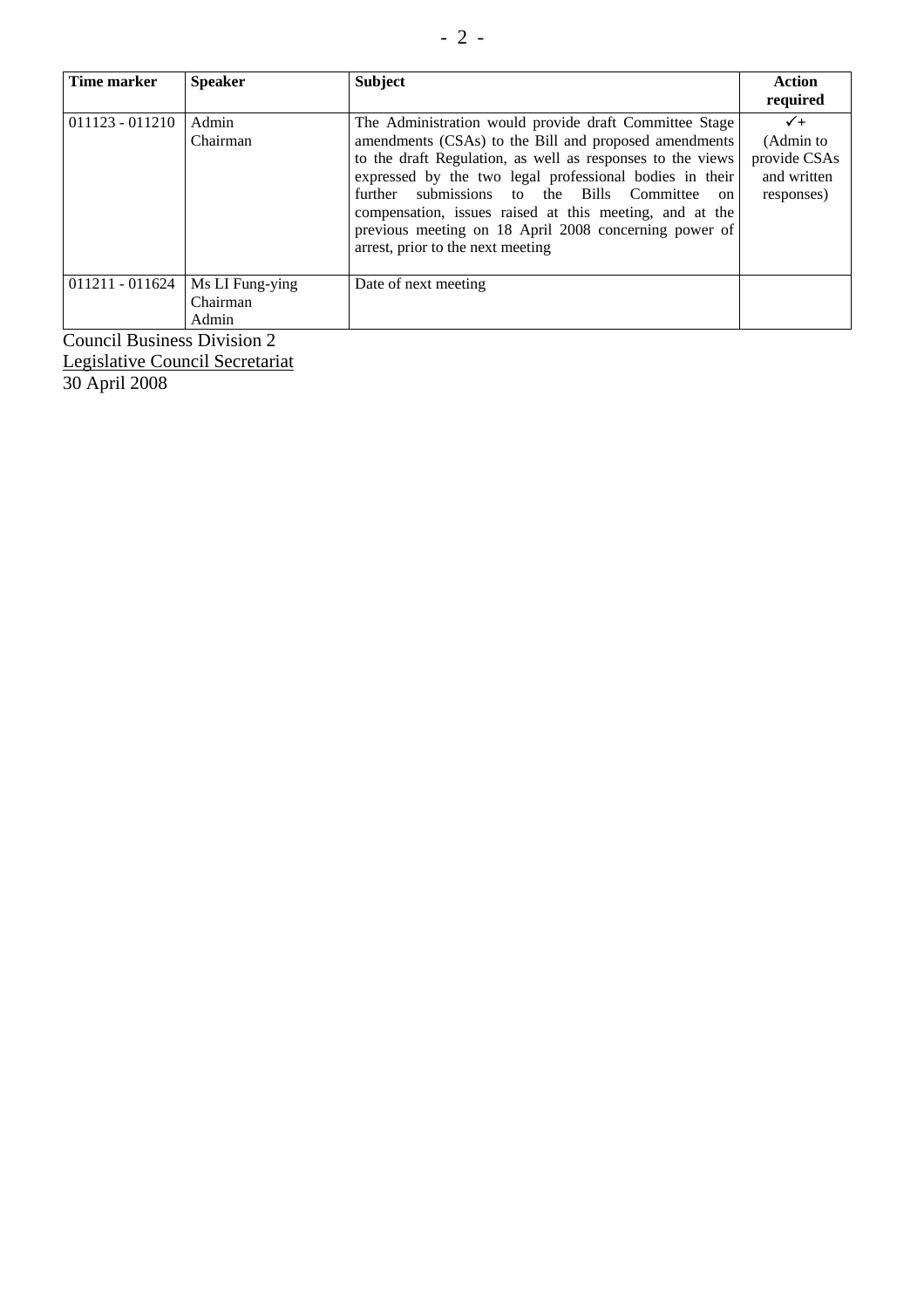| Time marker | Speaker | Subject | Action required |
|---|---|---|---|
| 011123 - 011210 | Admin<br>Chairman | The Administration would provide draft Committee Stage amendments (CSAs) to the Bill and proposed amendments to the draft Regulation, as well as responses to the views expressed by the two legal professional bodies in their further submissions to the Bills Committee on compensation, issues raised at this meeting, and at the previous meeting on 18 April 2008 concerning power of arrest, prior to the next meeting | ✓+<br>(Admin to provide CSAs and written responses) |
| 011211 - 011624 | Ms LI Fung-ying<br>Chairman<br>Admin | Date of next meeting | |

Council Business Division 2
Legislative Council Secretariat
30 April 2008